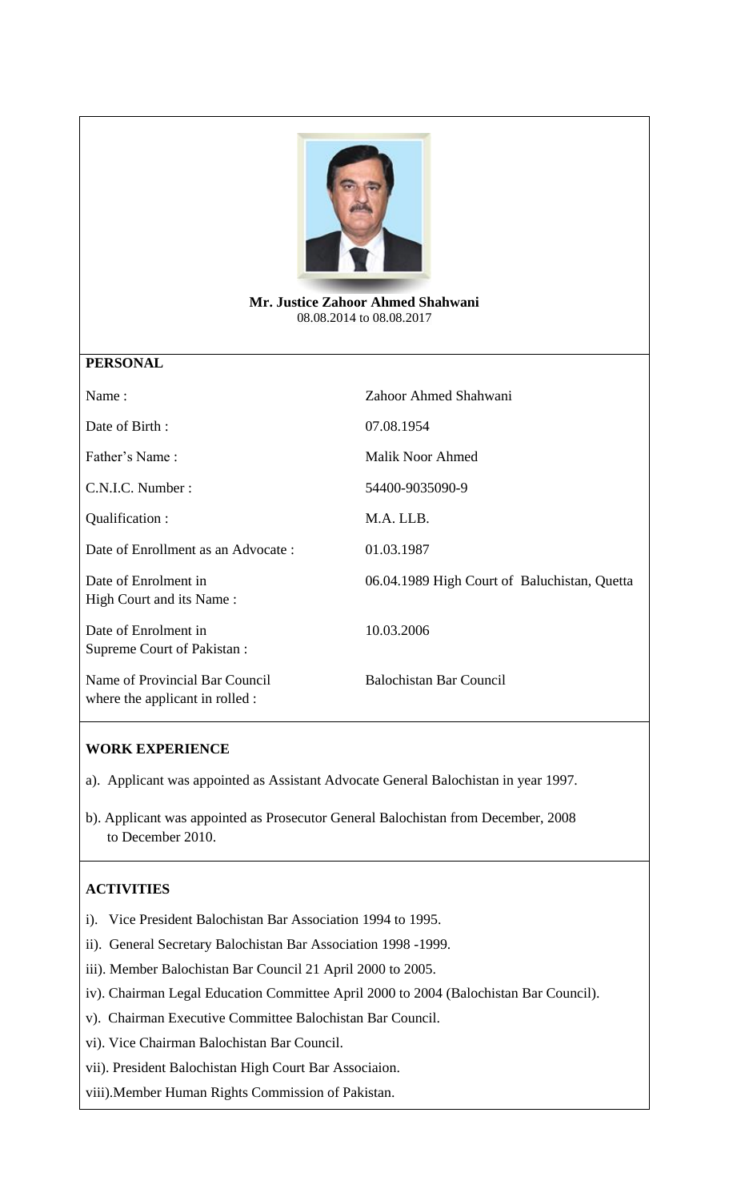**Mr. Justice Zahoor Ahmed Shahwani**
08.08.2014 to 08.08.2017

## PERSONAL

| | |
|---|---|
| Name : | Zahoor Ahmed Shahwani |
| Date of Birth : | 07.08.1954 |
| Father's Name : | Malik Noor Ahmed |
| C.N.I.C. Number : | 54400-9035090-9 |
| Qualification : | M.A. LLB. |
| Date of Enrollment as an Advocate : | 01.03.1987 |
| Date of Enrolment in High Court and its Name : | 06.04.1989 High Court of Baluchistan, Quetta |
| Date of Enrolment in Supreme Court of Pakistan : | 10.03.2006 |
| Name of Provincial Bar Council where the applicant in rolled : | Balochistan Bar Council |

## WORK EXPERIENCE

a). Applicant was appointed as Assistant Advocate General Balochistan in year 1997.

b). Applicant was appointed as Prosecutor General Balochistan from December, 2008 to December 2010.

## ACTIVITIES

i). Vice President Balochistan Bar Association 1994 to 1995.

ii). General Secretary Balochistan Bar Association 1998 -1999.

iii). Member Balochistan Bar Council 21 April 2000 to 2005.

iv). Chairman Legal Education Committee April 2000 to 2004 (Balochistan Bar Council).

v). Chairman Executive Committee Balochistan Bar Council.

vi). Vice Chairman Balochistan Bar Council.

vii). President Balochistan High Court Bar Associaion.

viii). Member Human Rights Commission of Pakistan.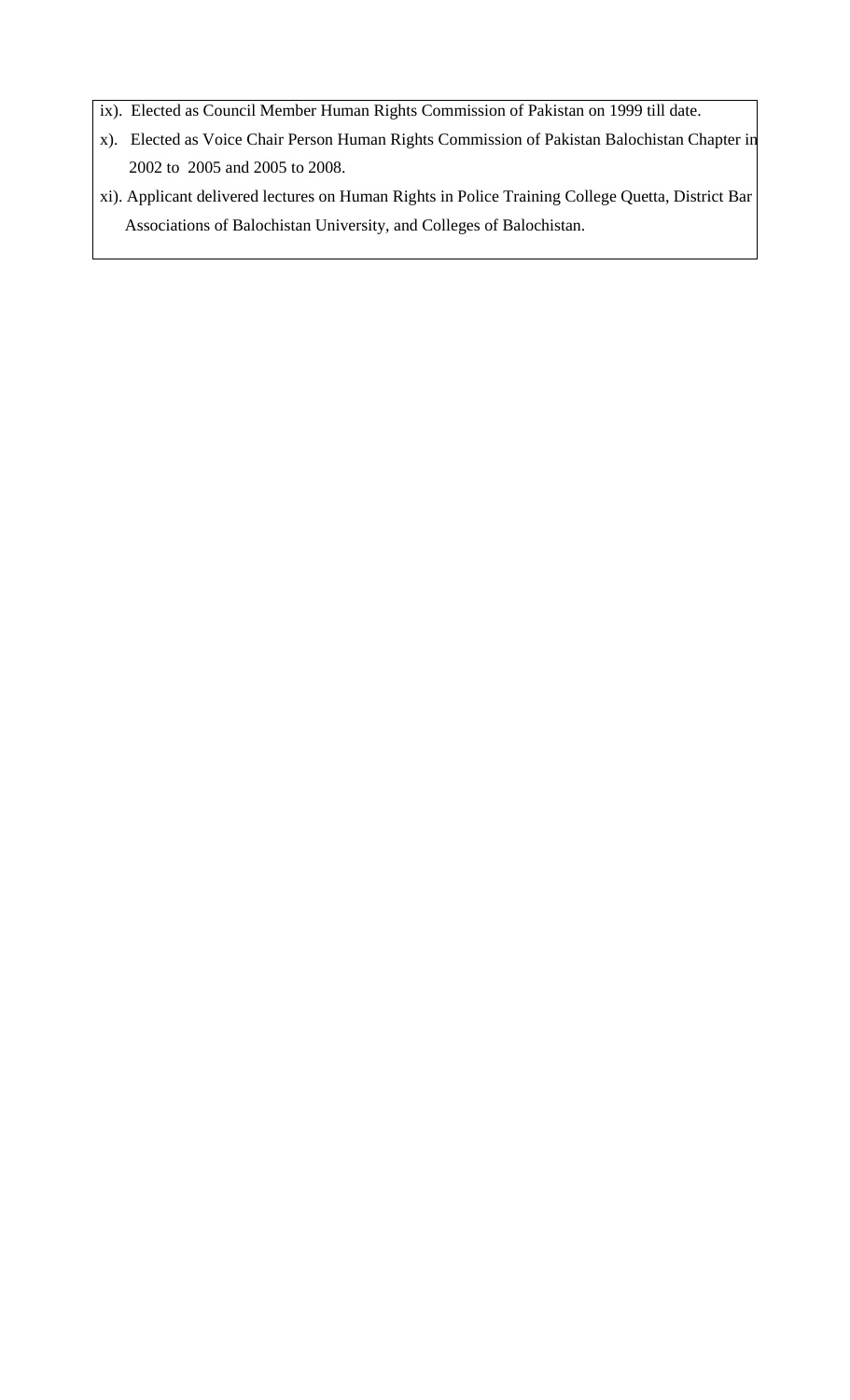ix). Elected as Council Member Human Rights Commission of Pakistan on 1999 till date.

x). Elected as Voice Chair Person Human Rights Commission of Pakistan Balochistan Chapter in 2002 to 2005 and 2005 to 2008.

xi). Applicant delivered lectures on Human Rights in Police Training College Quetta, District Bar Associations of Balochistan University, and Colleges of Balochistan.